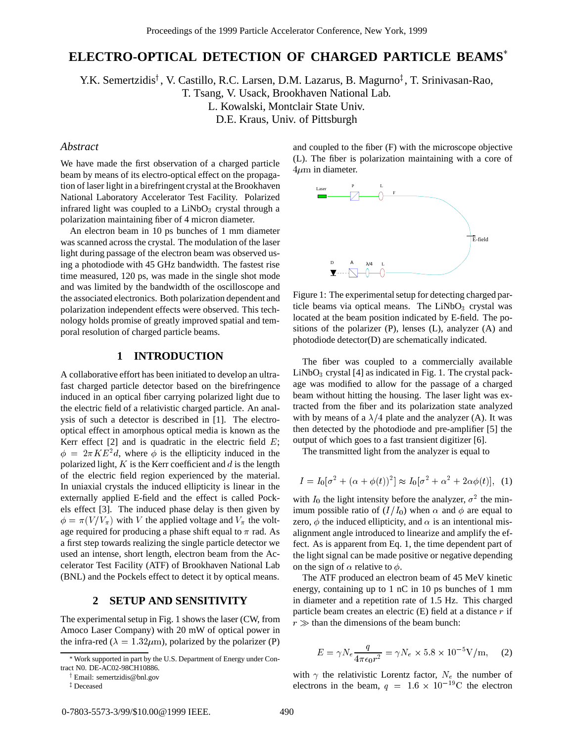# ELECTRO-OPTICAL DETECTION OF CHARGED PARTICLE BEAMS*

Y.K. Semertzidis†, V. Castillo, R.C. Larsen, D.M. Lazarus, B. Magurno‡, T. Srinivasan-Rao, T. Tsang, V. Usack, Brookhaven National Lab.
L. Kowalski, Montclair State Univ.
D.E. Kraus, Univ. of Pittsburgh

## *Abstract*

We have made the first observation of a charged particle beam by means of its electro-optical effect on the propagation of laser light in a birefringent crystal at the Brookhaven National Laboratory Accelerator Test Facility. Polarized infrared light was coupled to a $LiNbO_3$ crystal through a polarization maintaining fiber of 4 micron diameter.

An electron beam in 10 ps bunches of 1 mm diameter was scanned across the crystal. The modulation of the laser light during passage of the electron beam was observed using a photodiode with 45 GHz bandwidth. The fastest rise time measured, 120 ps, was made in the single shot mode and was limited by the bandwidth of the oscilloscope and the associated electronics. Both polarization dependent and polarization independent effects were observed. This technology holds promise of greatly improved spatial and temporal resolution of charged particle beams.

## 1 INTRODUCTION

A collaborative effort has been initiated to develop an ultra-fast charged particle detector based on the birefringence induced in an optical fiber carrying polarized light due to the electric field of a relativistic charged particle. An analysis of such a detector is described in [1]. The electro-optical effect in amorphous optical media is known as the Kerr effect [2] and is quadratic in the electric field $E$; $\phi = 2\pi K E^2 d$, where $\phi$ is the ellipticity induced in the polarized light, $K$ is the Kerr coefficient and $d$ is the length of the electric field region experienced by the material. In uniaxial crystals the induced ellipticity is linear in the externally applied E-field and the effect is called Pockels effect [3]. The induced phase delay is then given by $\phi = \pi(V/V_\pi)$ with $V$ the applied voltage and $V_\pi$ the voltage required for producing a phase shift equal to $\pi$ rad. As a first step towards realizing the single particle detector we used an intense, short length, electron beam from the Accelerator Test Facility (ATF) of Brookhaven National Lab (BNL) and the Pockels effect to detect it by optical means.

## 2 SETUP AND SENSITIVITY

The experimental setup in Fig. 1 shows the laser (CW, from Amoco Laser Company) with 20 mW of optical power in the infra-red ($\lambda = 1.32\mu$m), polarized by the polarizer (P) and coupled to the fiber (F) with the microscope objective (L). The fiber is polarization maintaining with a core of $4\mu$m in diameter.

Figure 1: The experimental setup for detecting charged particle beams via optical means. The $LiNbO_3$ crystal was located at the beam position indicated by E-field. The positions of the polarizer (P), lenses (L), analyzer (A) and photodiode detector(D) are schematically indicated.

The fiber was coupled to a commercially available $LiNbO_3$ crystal [4] as indicated in Fig. 1. The crystal package was modified to allow for the passage of a charged beam without hitting the housing. The laser light was extracted from the fiber and its polarization state analyzed with by means of a $\lambda/4$ plate and the analyzer (A). It was then detected by the photodiode and pre-amplifier [5] the output of which goes to a fast transient digitizer [6].

The transmitted light from the analyzer is equal to

$$I = I_0[\sigma^2 + (\alpha + \phi(t))^2] \approx I_0[\sigma^2 + \alpha^2 + 2\alpha\phi(t)], \quad (1)$$

with $I_0$ the light intensity before the analyzer, $\sigma^2$ the minimum possible ratio of $(I/I_0)$ when $\alpha$ and $\phi$ are equal to zero, $\phi$ the induced ellipticity, and $\alpha$ is an intentional misalignment angle introduced to linearize and amplify the effect. As is apparent from Eq. 1, the time dependent part of the light signal can be made positive or negative depending on the sign of $\alpha$ relative to $\phi$.

The ATF produced an electron beam of 45 MeV kinetic energy, containing up to 1 nC in 10 ps bunches of 1 mm in diameter and a repetition rate of 1.5 Hz. This charged particle beam creates an electric (E) field at a distance $r$ if $r \gg$ than the dimensions of the beam bunch:

$$E = \gamma N_e \frac{q}{4\pi\epsilon_0 r^2} = \gamma N_e \times 5.8 \times 10^{-5}\text{V/m}, \quad (2)$$

with $\gamma$ the relativistic Lorentz factor, $N_e$ the number of electrons in the beam, $q = 1.6 \times 10^{-19}$C the electron

* Work supported in part by the U.S. Department of Energy under Contract N0. DE-AC02-98CH10886.

† Email: semertzidis@bnl.gov

‡ Deceased

0-7803-5573-3/99/$10.00@1999 IEEE.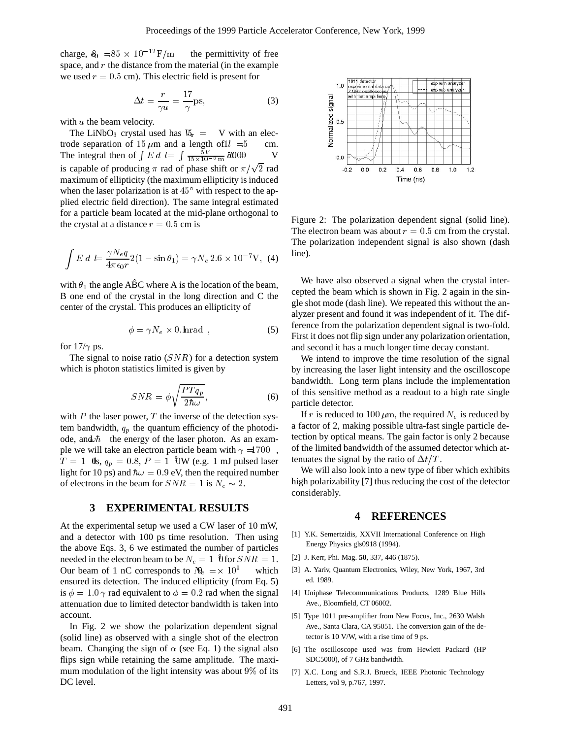charge, $\epsilon_0 = 8.85 \times 10^{-12}\,\mathrm{F/m}$ the permittivity of free space, and $r$ the distance from the material (in the example we used $r = 0.5$ cm). This electric field is present for

$$\Delta t = \frac{r}{\gamma u} = \frac{17}{\gamma}\mathrm{ps}, \tag{3}$$

with $u$ the beam velocity.

The $LiNbO_3$ crystal used has $V_\pi = 5$ V with an electrode separation of $15\,\mu$m and a length of $l = 1.5$ cm. The integral then of $\int E\,d\,l = \int \frac{5V}{15\times10^{-6}\,\mathrm{m}} dl \approx 5000$ V is capable of producing $\pi$ rad of phase shift or $\pi/\sqrt{2}$ rad maximum of ellipticity (the maximum ellipticity is induced when the laser polarization is at $45^\circ$ with respect to the applied electric field direction). The same integral estimated for a particle beam located at the mid-plane orthogonal to the crystal at a distance $r = 0.5$ cm is

$$\int E\,d\,l = \frac{\gamma N_e q}{4\pi\epsilon_0 r} 2(1 - \sin\theta_1) = \gamma N_e\, 2.6\times10^{-7}\mathrm{V}, \tag{4}$$

with $\theta_1$ the angle A$\hat{\mathrm{B}}$C where A is the location of the beam, B one end of the crystal in the long direction and C the center of the crystal. This produces an ellipticity of

$$\phi = \gamma N_e \times 0.1\,\mathrm{nrad}\ , \tag{5}$$

for $17/\gamma$ ps.

The signal to noise ratio ($SNR$) for a detection system which is photon statistics limited is given by

$$SNR = \phi\sqrt{\frac{PTq_p}{2\hbar\omega}}, \tag{6}$$

with $P$ the laser power, $T$ the inverse of the detection system bandwidth, $q_p$ the quantum efficiency of the photodiode, and $\hbar\omega$ the energy of the laser photon. As an example we will take an electron particle beam with $\gamma = 1700$, $T = 10$ ps, $q_p = 0.8$, $P = 10^8$ W (e.g. 1 mJ pulsed laser light for 10 ps) and $\hbar\omega = 0.9$ eV, then the required number of electrons in the beam for $SNR = 1$ is $N_e \sim 2$.

## 3 EXPERIMENTAL RESULTS

At the experimental setup we used a CW laser of 10 mW, and a detector with 100 ps time resolution. Then using the above Eqs. 3, 6 we estimated the number of particles needed in the electron beam to be $N_e = 10^8$ for $SNR = 1$. Our beam of 1 nC corresponds to $N_e = 6\times10^9$ which ensured its detection. The induced ellipticity (from Eq. 5) is $\phi = 1.0\,\gamma$ rad equivalent to $\phi = 0.2$ rad when the signal attenuation due to limited detector bandwidth is taken into account.

In Fig. 2 we show the polarization dependent signal (solid line) as observed with a single shot of the electron beam. Changing the sign of $\alpha$ (see Eq. 1) the signal also flips sign while retaining the same amplitude. The maximum modulation of the light intensity was about 9% of its DC level.

1011 detector
experimental data on
7 GHz oscilloscope
with fast amplifiers
exp with analyzer
exp w/o analyzer
Normalized signal
1.0
0.5
0.0
-0.2 0.0 0.2 0.4 0.6 0.8 1.0 1.2
Time (ns)

Figure 2: The polarization dependent signal (solid line). The electron beam was about $r = 0.5$ cm from the crystal. The polarization independent signal is also shown (dash line).

We have also observed a signal when the crystal intercepted the beam which is shown in Fig. 2 again in the single shot mode (dash line). We repeated this without the analyzer present and found it was independent of it. The difference from the polarization dependent signal is two-fold. First it does not flip sign under any polarization orientation, and second it has a much longer time decay constant.

We intend to improve the time resolution of the signal by increasing the laser light intensity and the oscilloscope bandwidth. Long term plans include the implementation of this sensitive method as a readout to a high rate single particle detector.

If $r$ is reduced to $100\,\mu$m, the required $N_e$ is reduced by a factor of 2, making possible ultra-fast single particle detection by optical means. The gain factor is only 2 because of the limited bandwidth of the assumed detector which attenuates the signal by the ratio of $\Delta t/T$.

We will also look into a new type of fiber which exhibits high polarizability [7] thus reducing the cost of the detector considerably.

## 4 REFERENCES

[1] Y.K. Semertzidis, XXVII International Conference on High Energy Physics gls0918 (1994).

[2] J. Kerr, Phi. Mag. **50**, 337, 446 (1875).

[3] A. Yariv, Quantum Electronics, Wiley, New York, 1967, 3rd ed. 1989.

[4] Uniphase Telecommunications Products, 1289 Blue Hills Ave., Bloomfield, CT 06002.

[5] Type 1011 pre-amplifier from New Focus, Inc., 2630 Walsh Ave., Santa Clara, CA 95051. The conversion gain of the detector is 10 V/W, with a rise time of 9 ps.

[6] The oscilloscope used was from Hewlett Packard (HP SDC5000), of 7 GHz bandwidth.

[7] X.C. Long and S.R.J. Brueck, IEEE Photonic Technology Letters, vol 9, p.767, 1997.